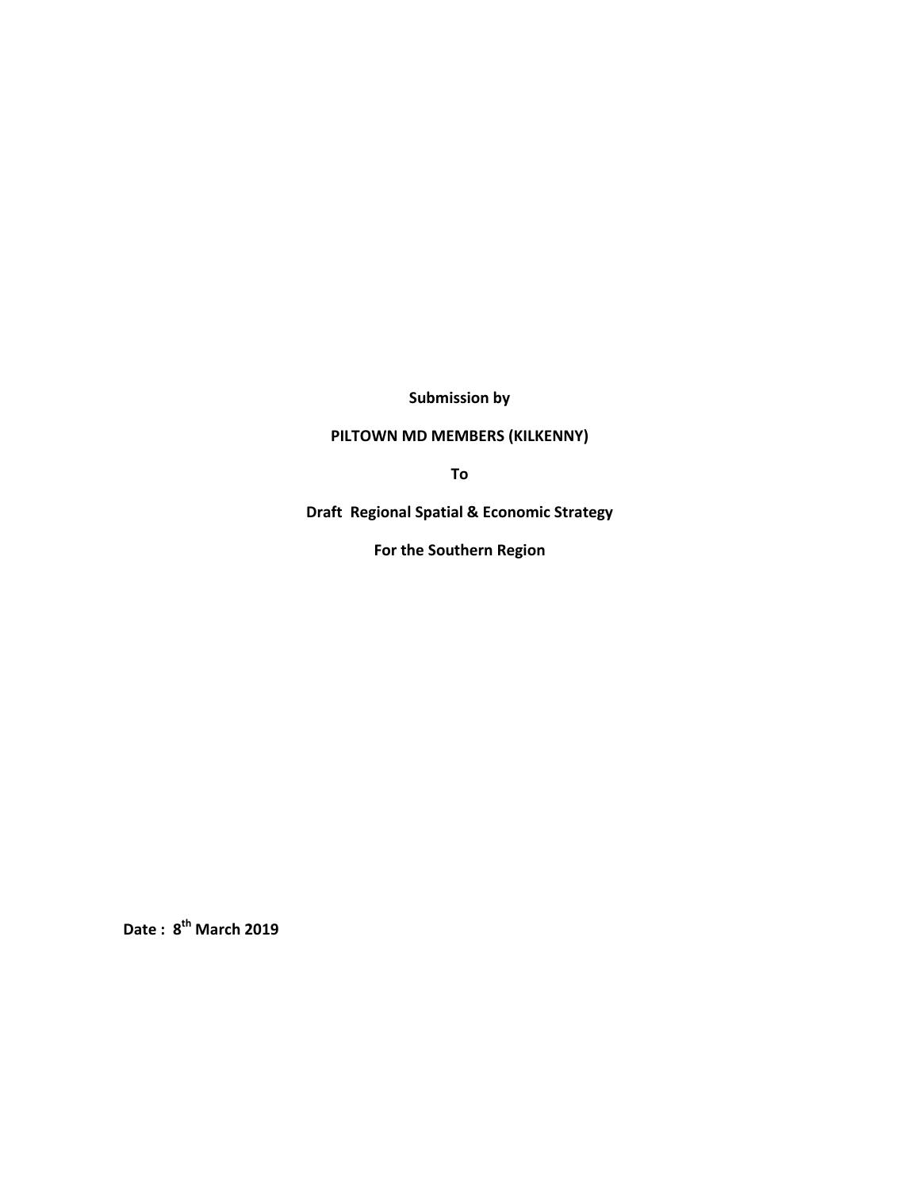**Submission by**

**PILTOWN MD MEMBERS (KILKENNY)**

**To**

**Draft Regional Spatial & Economic Strategy**

**For the Southern Region**

**Date : 8th March 2019**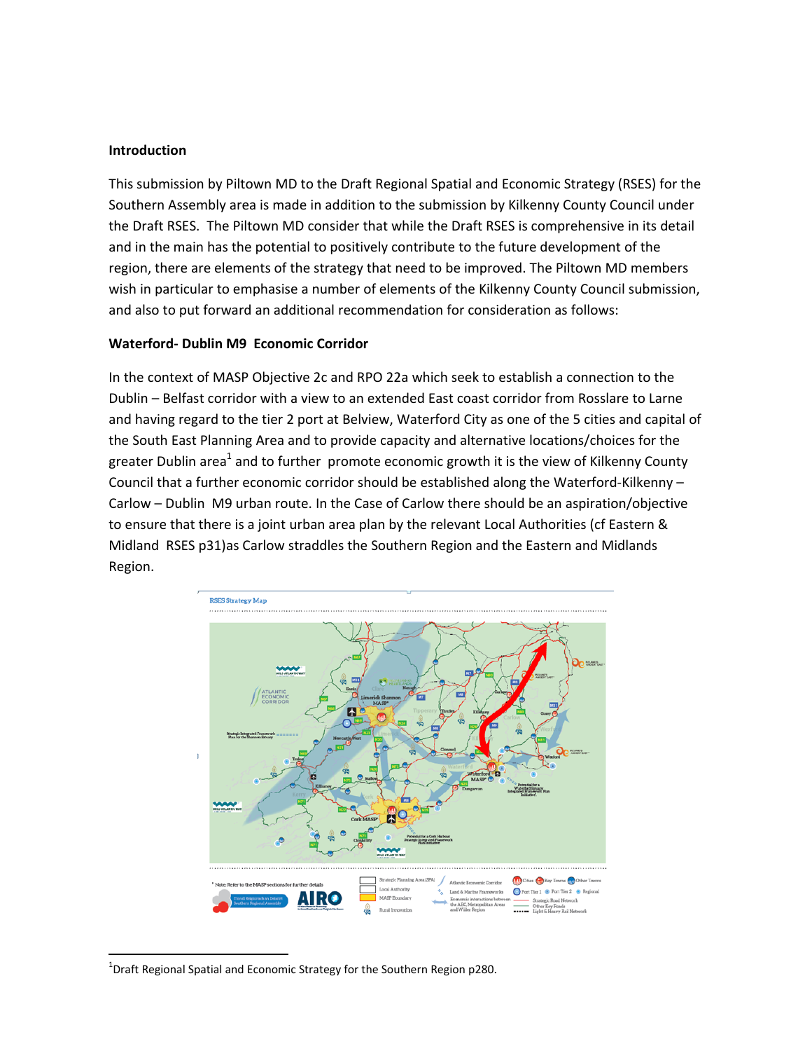## Introduction

This submission by Piltown MD to the Draft Regional Spatial and Economic Strategy (RSES) for the Southern Assembly area is made in addition to the submission by Kilkenny County Council under the Draft RSES. The Piltown MD consider that while the Draft RSES is comprehensive in its detail and in the main has the potential to positively contribute to the future development of the region, there are elements of the strategy that need to be improved. The Piltown MD members wish in particular to emphasise a number of elements of the Kilkenny County Council submission, and also to put forward an additional recommendation for consideration as follows:

### Waterford- Dublin M9 Economic Corridor

In the context of MASP Objective 2c and RPO 22a which seek to establish a connection to the Dublin – Belfast corridor with a view to an extended East coast corridor from Rosslare to Larne and having regard to the tier 2 port at Belview, Waterford City as one of the 5 cities and capital of the South East Planning Area and to provide capacity and alternative locations/choices for the greater Dublin area[1] and to further promote economic growth it is the view of Kilkenny County Council that a further economic corridor should be established along the Waterford-Kilkenny – Carlow – Dublin M9 urban route. In the Case of Carlow there should be an aspiration/objective to ensure that there is a joint urban area plan by the relevant Local Authorities (cf Eastern & Midland RSES p31)as Carlow straddles the Southern Region and the Eastern and Midlands Region.

[1] Draft Regional Spatial and Economic Strategy for the Southern Region p280.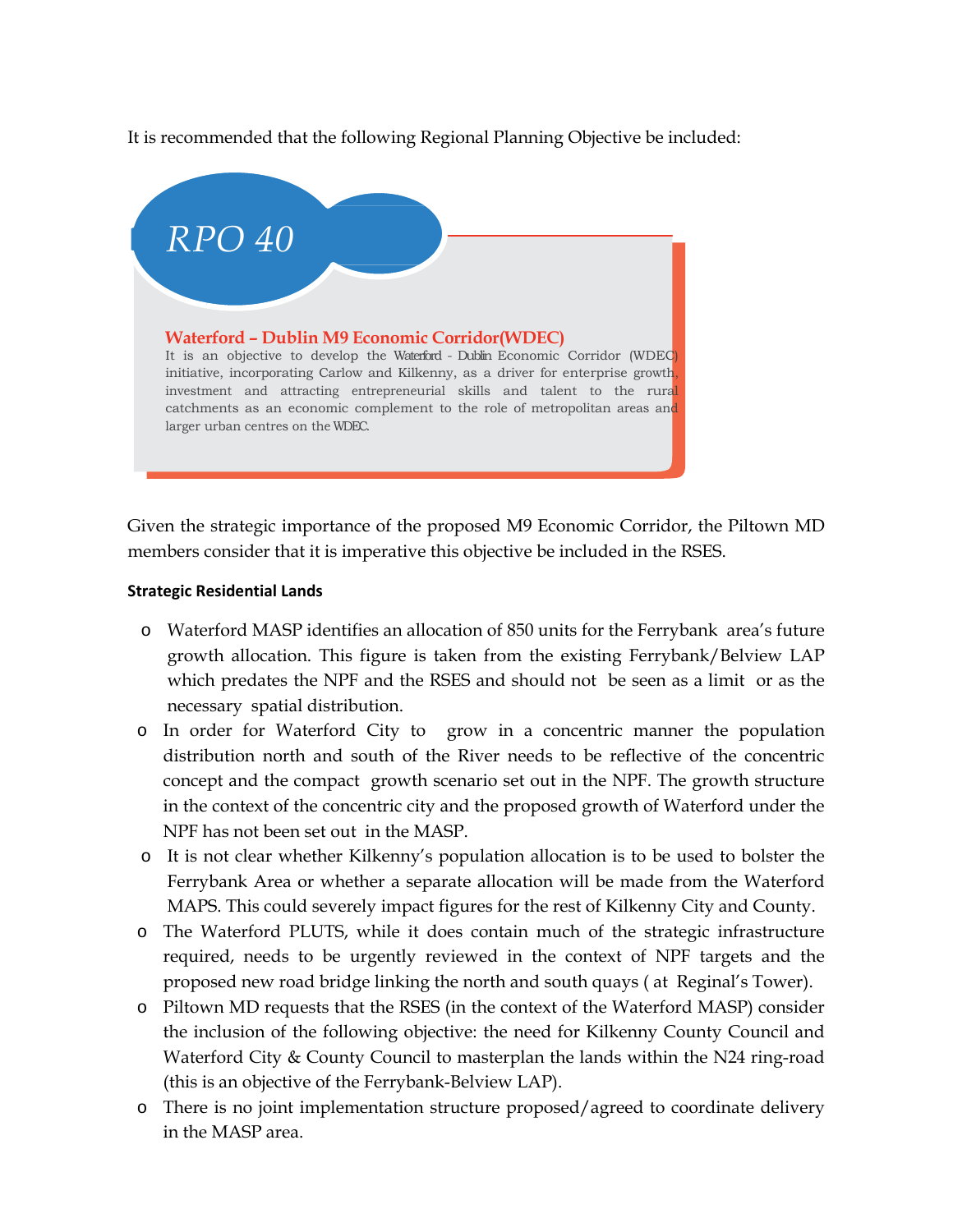It is recommended that the following Regional Planning Objective be included:

> **RPO 40**
>
> **Waterford – Dublin M9 Economic Corridor(WDEC)**
>
> It is an objective to develop the Waterford - Dublin Economic Corridor (WDEC) initiative, incorporating Carlow and Kilkenny, as a driver for enterprise growth, investment and attracting entrepreneurial skills and talent to the rural catchments as an economic complement to the role of metropolitan areas and larger urban centres on the WDEC.

Given the strategic importance of the proposed M9 Economic Corridor, the Piltown MD members consider that it is imperative this objective be included in the RSES.

**Strategic Residential Lands**

- Waterford MASP identifies an allocation of 850 units for the Ferrybank area's future growth allocation. This figure is taken from the existing Ferrybank/Belview LAP which predates the NPF and the RSES and should not be seen as a limit or as the necessary spatial distribution.
- In order for Waterford City to grow in a concentric manner the population distribution north and south of the River needs to be reflective of the concentric concept and the compact growth scenario set out in the NPF. The growth structure in the context of the concentric city and the proposed growth of Waterford under the NPF has not been set out in the MASP.
- It is not clear whether Kilkenny's population allocation is to be used to bolster the Ferrybank Area or whether a separate allocation will be made from the Waterford MAPS. This could severely impact figures for the rest of Kilkenny City and County.
- The Waterford PLUTS, while it does contain much of the strategic infrastructure required, needs to be urgently reviewed in the context of NPF targets and the proposed new road bridge linking the north and south quays ( at Reginal's Tower).
- Piltown MD requests that the RSES (in the context of the Waterford MASP) consider the inclusion of the following objective: the need for Kilkenny County Council and Waterford City & County Council to masterplan the lands within the N24 ring-road (this is an objective of the Ferrybank-Belview LAP).
- There is no joint implementation structure proposed/agreed to coordinate delivery in the MASP area.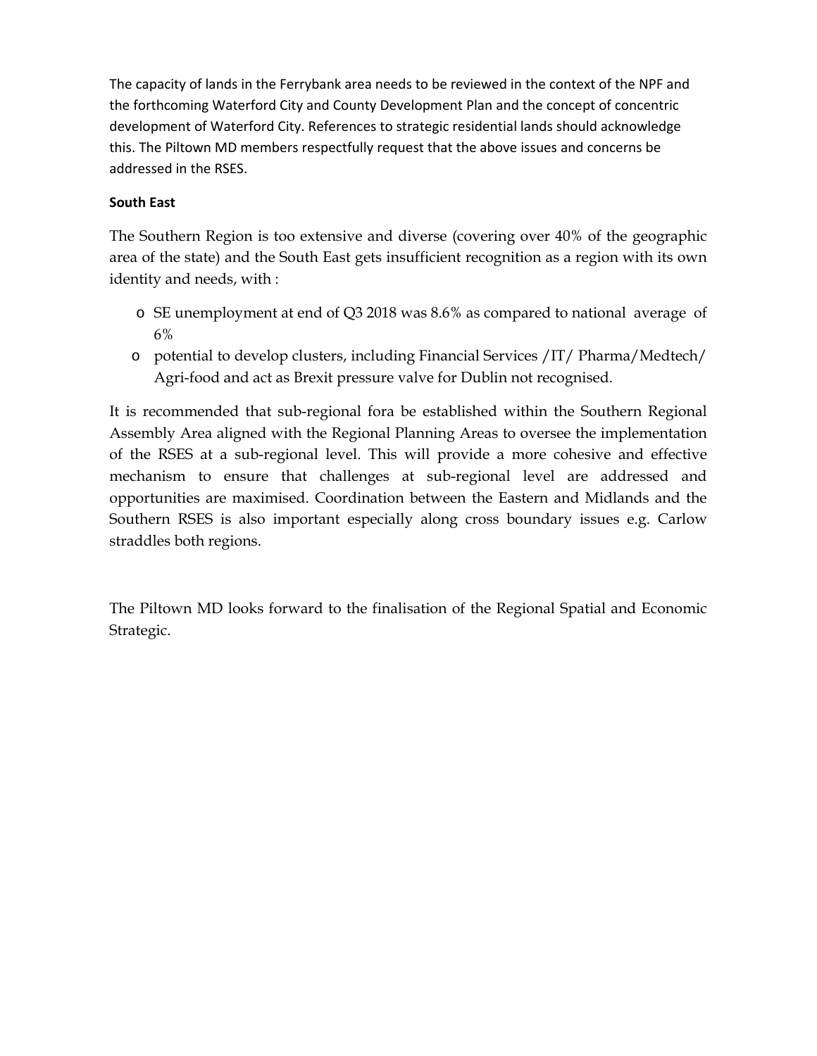The capacity of lands in the Ferrybank area needs to be reviewed in the context of the NPF and the forthcoming Waterford City and County Development Plan and the concept of concentric development of Waterford City. References to strategic residential lands should acknowledge this. The Piltown MD members respectfully request that the above issues and concerns be addressed in the RSES.

**South East**

The Southern Region is too extensive and diverse (covering over 40% of the geographic area of the state) and the South East gets insufficient recognition as a region with its own identity and needs, with :

- SE unemployment at end of Q3 2018 was 8.6% as compared to national average of 6%
- potential to develop clusters, including Financial Services /IT/ Pharma/Medtech/ Agri-food and act as Brexit pressure valve for Dublin not recognised.

It is recommended that sub-regional fora be established within the Southern Regional Assembly Area aligned with the Regional Planning Areas to oversee the implementation of the RSES at a sub-regional level. This will provide a more cohesive and effective mechanism to ensure that challenges at sub-regional level are addressed and opportunities are maximised. Coordination between the Eastern and Midlands and the Southern RSES is also important especially along cross boundary issues e.g. Carlow straddles both regions.

The Piltown MD looks forward to the finalisation of the Regional Spatial and Economic Strategic.